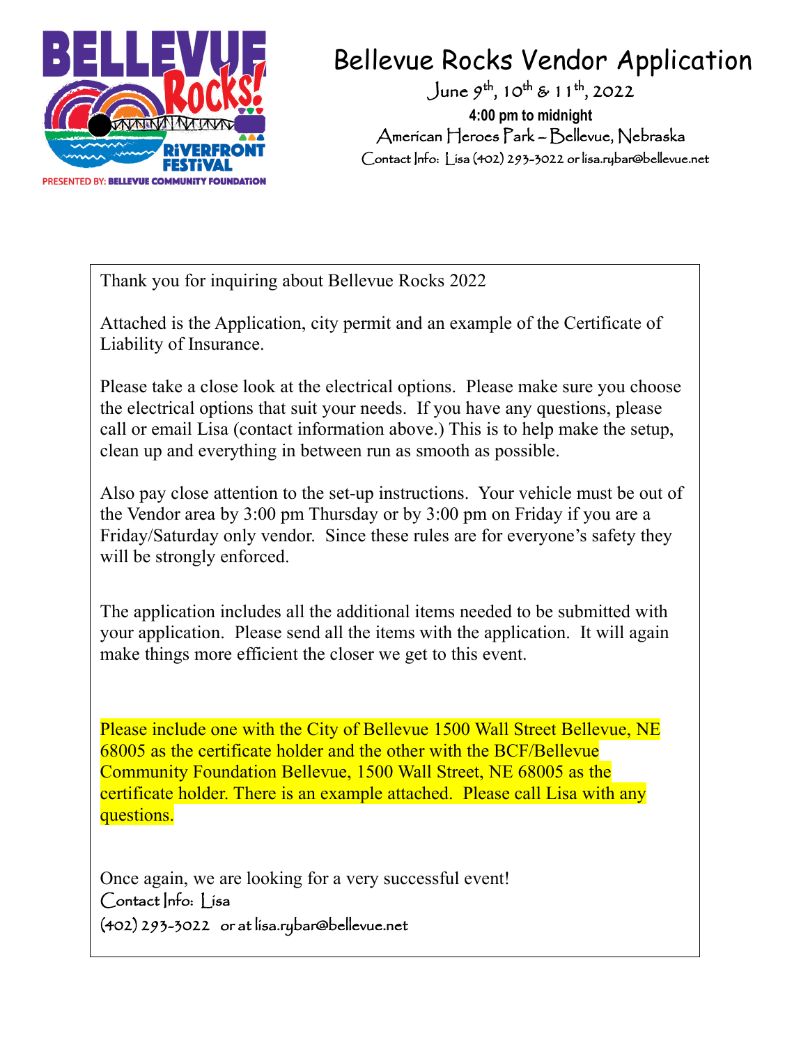# Bellevue Rocks Vendor Application

June 9th, 10th & 11th, 2022

**4:00 pm to midnight**

American Heroes Park – Bellevue, Nebraska

Contact Info: Lisa (402) 293-3022 or lisa.rybar@bellevue.net

Thank you for inquiring about Bellevue Rocks 2022

Attached is the Application, city permit and an example of the Certificate of Liability of Insurance.

Please take a close look at the electrical options. Please make sure you choose the electrical options that suit your needs. If you have any questions, please call or email Lisa (contact information above.) This is to help make the setup, clean up and everything in between run as smooth as possible.

Also pay close attention to the set-up instructions. Your vehicle must be out of the Vendor area by 3:00 pm Thursday or by 3:00 pm on Friday if you are a Friday/Saturday only vendor. Since these rules are for everyone's safety they will be strongly enforced.

The application includes all the additional items needed to be submitted with your application. Please send all the items with the application. It will again make things more efficient the closer we get to this event.

Please include one with the City of Bellevue 1500 Wall Street Bellevue, NE 68005 as the certificate holder and the other with the BCF/Bellevue Community Foundation Bellevue, 1500 Wall Street, NE 68005 as the certificate holder. There is an example attached. Please call Lisa with any questions.

Once again, we are looking for a very successful event!

Contact Info: Lisa

(402) 293-3022 or at lisa.rybar@bellevue.net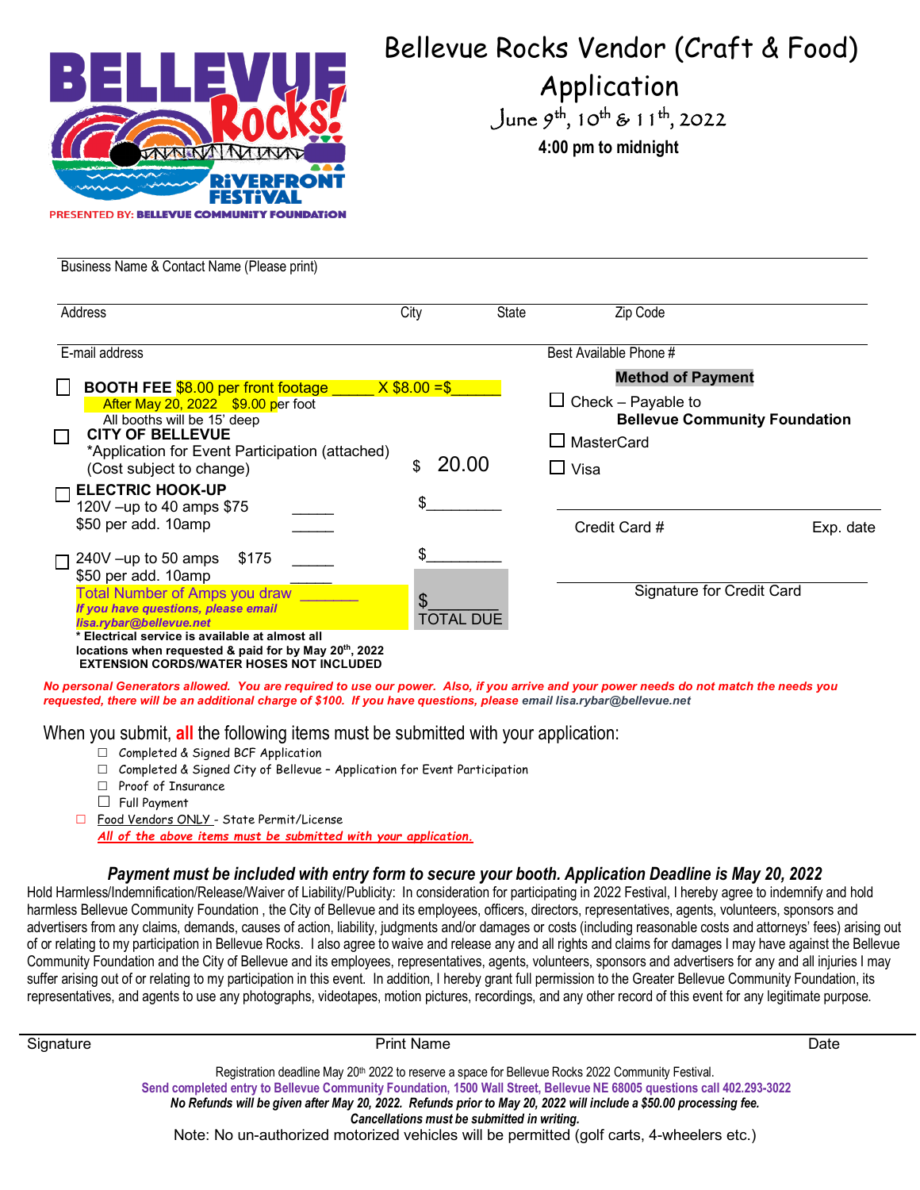# Bellevue Rocks Vendor (Craft & Food) Application

June 9th, 10th & 11th, 2022

**4:00 pm to midnight**

PRESENTED BY: BELLEVUE COMMUNITY FOUNDATION

Business Name & Contact Name (Please print)

Address | City | State | Zip Code

E-mail address | Best Available Phone #

☐ **BOOTH FEE** $8.00 per front footage _____ X $8.00 =$______
After May 20, 2022 $9.00 per foot
All booths will be 15' deep

☐ **CITY OF BELLEVUE**
*Application for Event Participation (attached)
(Cost subject to change) $ 20.00

☐ **ELECTRIC HOOK-UP**
120V –up to 40 amps $75 _____ $_________
$50 per add. 10amp _____

☐ 240V –up to 50 amps $175 _____ $_________
$50 per add. 10amp _____

Total Number of Amps you draw _______

***If you have questions, please email lisa.rybar@bellevue.net***

$________ TOTAL DUE

**\* Electrical service is available at almost all locations when requested & paid for by May 20th, 2022**
**EXTENSION CORDS/WATER HOSES NOT INCLUDED**

**Method of Payment**

☐ Check – Payable to **Bellevue Community Foundation**

☐ MasterCard

☐ Visa

Credit Card # | Exp. date

Signature for Credit Card

***No personal Generators allowed. You are required to use our power. Also, if you arrive and your power needs do not match the needs you requested, there will be an additional charge of $100. If you have questions, please email lisa.rybar@bellevue.net***

When you submit, **all** the following items must be submitted with your application:

- ☐ Completed & Signed BCF Application
- ☐ Completed & Signed City of Bellevue – Application for Event Participation
- ☐ Proof of Insurance
- ☐ Full Payment
- ☐ Food Vendors ONLY - State Permit/License

***All of the above items must be submitted with your application.***

***Payment must be included with entry form to secure your booth. Application Deadline is May 20, 2022***

Hold Harmless/Indemnification/Release/Waiver of Liability/Publicity: In consideration for participating in 2022 Festival, I hereby agree to indemnify and hold harmless Bellevue Community Foundation , the City of Bellevue and its employees, officers, directors, representatives, agents, volunteers, sponsors and advertisers from any claims, demands, causes of action, liability, judgments and/or damages or costs (including reasonable costs and attorneys' fees) arising out of or relating to my participation in Bellevue Rocks. I also agree to waive and release any and all rights and claims for damages I may have against the Bellevue Community Foundation and the City of Bellevue and its employees, representatives, agents, volunteers, sponsors and advertisers for any and all injuries I may suffer arising out of or relating to my participation in this event. In addition, I hereby grant full permission to the Greater Bellevue Community Foundation, its representatives, and agents to use any photographs, videotapes, motion pictures, recordings, and any other record of this event for any legitimate purpose.

Signature | Print Name | Date

Registration deadline May 20th 2022 to reserve a space for Bellevue Rocks 2022 Community Festival.

**Send completed entry to Bellevue Community Foundation, 1500 Wall Street, Bellevue NE 68005 questions call 402.293-3022**

***No Refunds will be given after May 20, 2022. Refunds prior to May 20, 2022 will include a $50.00 processing fee.***

***Cancellations must be submitted in writing.***

Note: No un-authorized motorized vehicles will be permitted (golf carts, 4-wheelers etc.)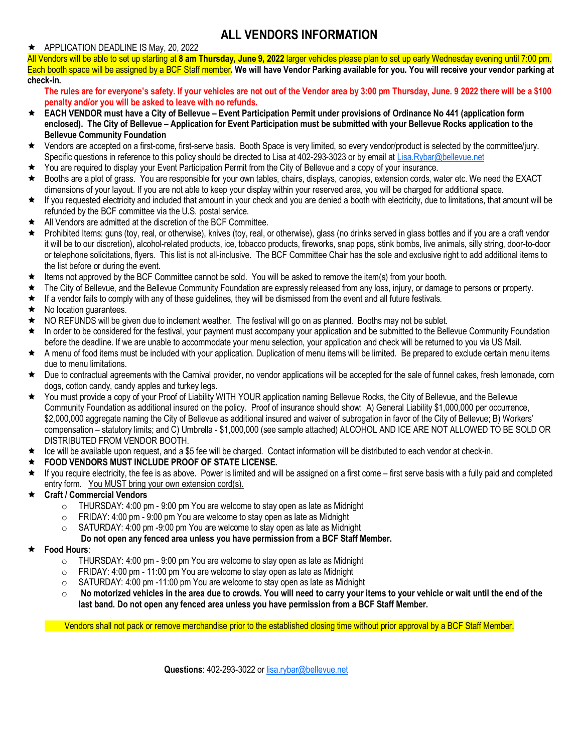# ALL VENDORS INFORMATION

- APPLICATION DEADLINE IS May, 20, 2022

All Vendors will be able to set up starting at **8 am Thursday, June 9, 2022** larger vehicles please plan to set up early Wednesday evening until 7:00 pm. Each booth space will be assigned by a BCF Staff member**. We will have Vendor Parking available for you. You will receive your vendor parking at check-in.**

**The rules are for everyone's safety. If your vehicles are not out of the Vendor area by 3:00 pm Thursday, June. 9 2022 there will be a $100 penalty and/or you will be asked to leave with no refunds.**

- **EACH VENDOR must have a City of Bellevue – Event Participation Permit under provisions of Ordinance No 441 (application form enclosed). The City of Bellevue – Application for Event Participation must be submitted with your Bellevue Rocks application to the Bellevue Community Foundation**
- Vendors are accepted on a first-come, first-serve basis. Booth Space is very limited, so every vendor/product is selected by the committee/jury. Specific questions in reference to this policy should be directed to Lisa at 402-293-3023 or by email at Lisa.Rybar@bellevue.net
- You are required to display your Event Participation Permit from the City of Bellevue and a copy of your insurance.
- Booths are a plot of grass. You are responsible for your own tables, chairs, displays, canopies, extension cords, water etc. We need the EXACT dimensions of your layout. If you are not able to keep your display within your reserved area, you will be charged for additional space.
- If you requested electricity and included that amount in your check and you are denied a booth with electricity, due to limitations, that amount will be refunded by the BCF committee via the U.S. postal service.
- All Vendors are admitted at the discretion of the BCF Committee.
- Prohibited Items: guns (toy, real, or otherwise), knives (toy, real, or otherwise), glass (no drinks served in glass bottles and if you are a craft vendor it will be to our discretion), alcohol-related products, ice, tobacco products, fireworks, snap pops, stink bombs, live animals, silly string, door-to-door or telephone solicitations, flyers. This list is not all-inclusive. The BCF Committee Chair has the sole and exclusive right to add additional items to the list before or during the event.
- Items not approved by the BCF Committee cannot be sold. You will be asked to remove the item(s) from your booth.
- The City of Bellevue, and the Bellevue Community Foundation are expressly released from any loss, injury, or damage to persons or property.
- If a vendor fails to comply with any of these guidelines, they will be dismissed from the event and all future festivals.
- No location guarantees.
- NO REFUNDS will be given due to inclement weather. The festival will go on as planned. Booths may not be sublet.
- In order to be considered for the festival, your payment must accompany your application and be submitted to the Bellevue Community Foundation before the deadline. If we are unable to accommodate your menu selection, your application and check will be returned to you via US Mail.
- A menu of food items must be included with your application. Duplication of menu items will be limited. Be prepared to exclude certain menu items due to menu limitations.
- Due to contractual agreements with the Carnival provider, no vendor applications will be accepted for the sale of funnel cakes, fresh lemonade, corn dogs, cotton candy, candy apples and turkey legs.
- You must provide a copy of your Proof of Liability WITH YOUR application naming Bellevue Rocks, the City of Bellevue, and the Bellevue Community Foundation as additional insured on the policy. Proof of insurance should show: A) General Liability $1,000,000 per occurrence, $2,000,000 aggregate naming the City of Bellevue as additional insured and waiver of subrogation in favor of the City of Bellevue; B) Workers' compensation – statutory limits; and C) Umbrella - $1,000,000 (see sample attached) ALCOHOL AND ICE ARE NOT ALLOWED TO BE SOLD OR DISTRIBUTED FROM VENDOR BOOTH.
- Ice will be available upon request, and a $5 fee will be charged. Contact information will be distributed to each vendor at check-in.
- **FOOD VENDORS MUST INCLUDE PROOF OF STATE LICENSE.**
- If you require electricity, the fee is as above. Power is limited and will be assigned on a first come – first serve basis with a fully paid and completed entry form. You MUST bring your own extension cord(s).
- **Craft / Commercial Vendors**
  - THURSDAY: 4:00 pm - 9:00 pm You are welcome to stay open as late as Midnight
  - FRIDAY: 4:00 pm - 9:00 pm You are welcome to stay open as late as Midnight
  - SATURDAY: 4:00 pm -9:00 pm You are welcome to stay open as late as Midnight

  **Do not open any fenced area unless you have permission from a BCF Staff Member.**
- **Food Hours**:
  - THURSDAY: 4:00 pm - 9:00 pm You are welcome to stay open as late as Midnight
  - FRIDAY: 4:00 pm - 11:00 pm You are welcome to stay open as late as Midnight
  - SATURDAY: 4:00 pm -11:00 pm You are welcome to stay open as late as Midnight
  - **No motorized vehicles in the area due to crowds. You will need to carry your items to your vehicle or wait until the end of the last band. Do not open any fenced area unless you have permission from a BCF Staff Member.**

Vendors shall not pack or remove merchandise prior to the established closing time without prior approval by a BCF Staff Member.

**Questions**: 402-293-3022 or lisa.rybar@bellevue.net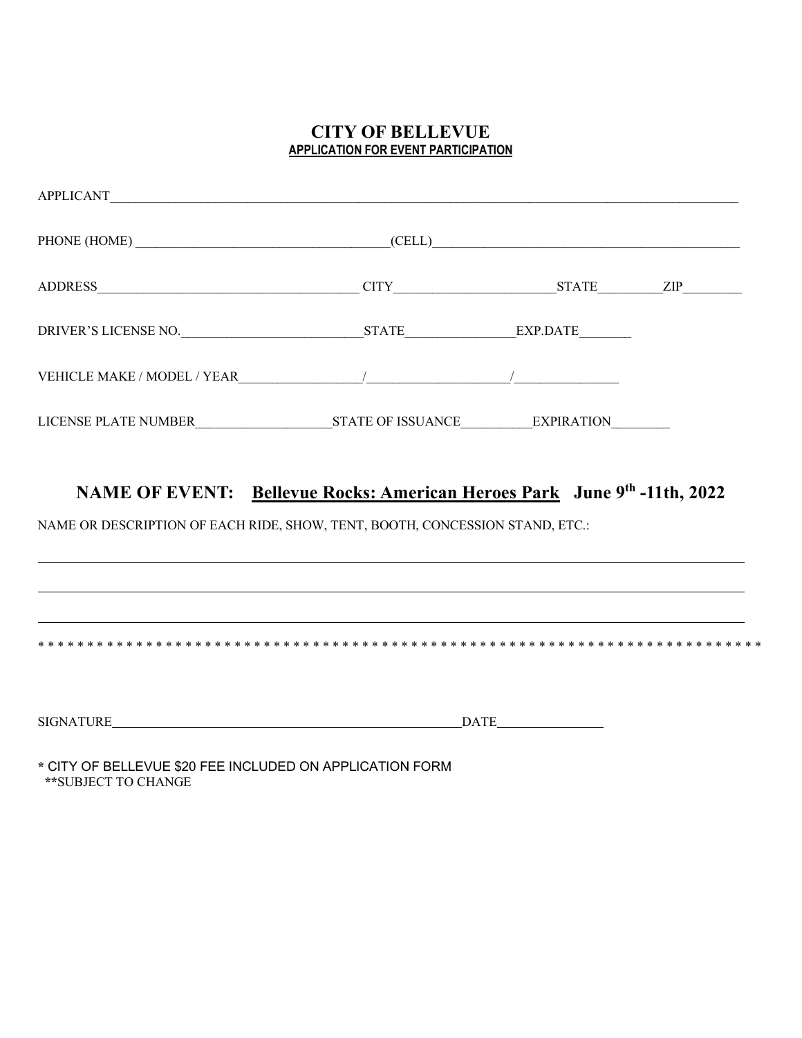# CITY OF BELLEVUE

**APPLICATION FOR EVENT PARTICIPATION**

APPLICANT______________________________________________________________________________________

PHONE (HOME) ______________________________________(CELL)_____________________________________________

ADDRESS____________________________________ CITY_______________________STATE_________ZIP________

DRIVER'S LICENSE NO.___________________________STATE________________EXP.DATE_______

VEHICLE MAKE / MODEL / YEAR__________________/_____________________/________________

LICENSE PLATE NUMBER___________________STATE OF ISSUANCE__________EXPIRATION________

## NAME OF EVENT: Bellevue Rocks: American Heroes Park June 9th -11th, 2022

NAME OR DESCRIPTION OF EACH RIDE, SHOW, TENT, BOOTH, CONCESSION STAND, ETC.:

______________________________________________________________________________________________

______________________________________________________________________________________________

______________________________________________________________________________________________

* * * * * * * * * * * * * * * * * * * * * * * * * * * * * * * * * * * * * * * * * * * * * * * * * * * * * * * * * * * * * * * * * * * * * * * * * * * * *

SIGNATURE_____________________________________________________DATE_______________

* CITY OF BELLEVUE $20 FEE INCLUDED ON APPLICATION FORM

**SUBJECT TO CHANGE